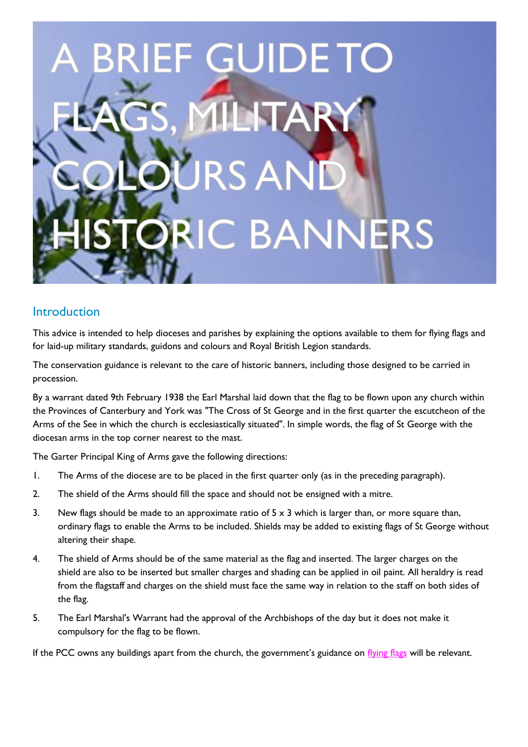# A BRIEF GUIDE TO FLAGS, MILITARY COLOURS AND HISTORIC BANNERS

## Introduction

This advice is intended to help dioceses and parishes by explaining the options available to them for flying flags and for laid-up military standards, guidons and colours and Royal British Legion standards.

The conservation guidance is relevant to the care of historic banners, including those designed to be carried in procession.

By a warrant dated 9th February 1938 the Earl Marshal laid down that the flag to be flown upon any church within the Provinces of Canterbury and York was "The Cross of St George and in the first quarter the escutcheon of the Arms of the See in which the church is ecclesiastically situated". In simple words, the flag of St George with the diocesan arms in the top corner nearest to the mast.

The Garter Principal King of Arms gave the following directions:

1. The Arms of the diocese are to be placed in the first quarter only (as in the preceding paragraph).
2. The shield of the Arms should fill the space and should not be ensigned with a mitre.
3. New flags should be made to an approximate ratio of 5 x 3 which is larger than, or more square than, ordinary flags to enable the Arms to be included. Shields may be added to existing flags of St George without altering their shape.
4. The shield of Arms should be of the same material as the flag and inserted. The larger charges on the shield are also to be inserted but smaller charges and shading can be applied in oil paint. All heraldry is read from the flagstaff and charges on the shield must face the same way in relation to the staff on both sides of the flag.
5. The Earl Marshal's Warrant had the approval of the Archbishops of the day but it does not make it compulsory for the flag to be flown.

If the PCC owns any buildings apart from the church, the government's guidance on flying flags will be relevant.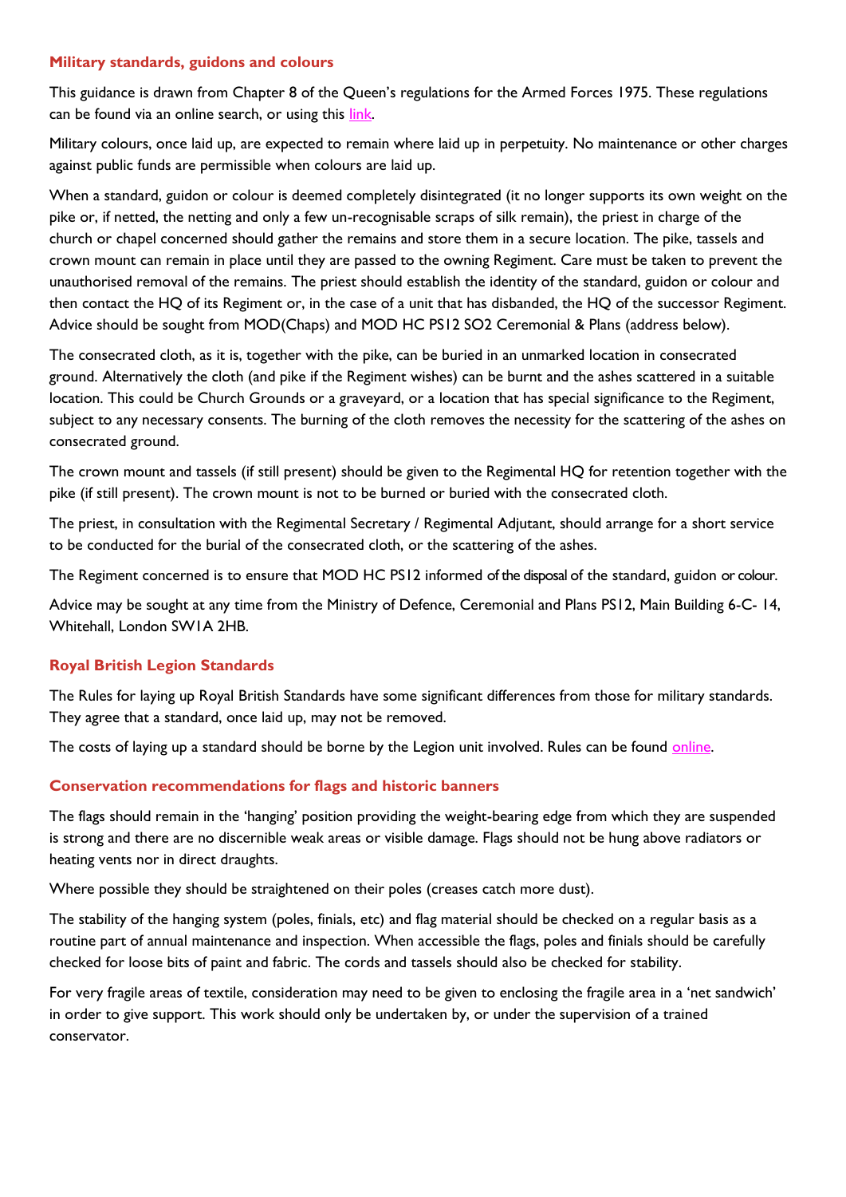## Military standards, guidons and colours

This guidance is drawn from Chapter 8 of the Queen's regulations for the Armed Forces 1975. These regulations can be found via an online search, or using this link.

Military colours, once laid up, are expected to remain where laid up in perpetuity. No maintenance or other charges against public funds are permissible when colours are laid up.

When a standard, guidon or colour is deemed completely disintegrated (it no longer supports its own weight on the pike or, if netted, the netting and only a few un-recognisable scraps of silk remain), the priest in charge of the church or chapel concerned should gather the remains and store them in a secure location. The pike, tassels and crown mount can remain in place until they are passed to the owning Regiment. Care must be taken to prevent the unauthorised removal of the remains. The priest should establish the identity of the standard, guidon or colour and then contact the HQ of its Regiment or, in the case of a unit that has disbanded, the HQ of the successor Regiment. Advice should be sought from MOD(Chaps) and MOD HC PS12 SO2 Ceremonial & Plans (address below).

The consecrated cloth, as it is, together with the pike, can be buried in an unmarked location in consecrated ground. Alternatively the cloth (and pike if the Regiment wishes) can be burnt and the ashes scattered in a suitable location. This could be Church Grounds or a graveyard, or a location that has special significance to the Regiment, subject to any necessary consents. The burning of the cloth removes the necessity for the scattering of the ashes on consecrated ground.

The crown mount and tassels (if still present) should be given to the Regimental HQ for retention together with the pike (if still present). The crown mount is not to be burned or buried with the consecrated cloth.

The priest, in consultation with the Regimental Secretary / Regimental Adjutant, should arrange for a short service to be conducted for the burial of the consecrated cloth, or the scattering of the ashes.

The Regiment concerned is to ensure that MOD HC PS12 informed of the disposal of the standard, guidon or colour.

Advice may be sought at any time from the Ministry of Defence, Ceremonial and Plans PS12, Main Building 6-C- 14, Whitehall, London SW1A 2HB.

## Royal British Legion Standards

The Rules for laying up Royal British Standards have some significant differences from those for military standards. They agree that a standard, once laid up, may not be removed.

The costs of laying up a standard should be borne by the Legion unit involved. Rules can be found online.

## Conservation recommendations for flags and historic banners

The flags should remain in the 'hanging' position providing the weight-bearing edge from which they are suspended is strong and there are no discernible weak areas or visible damage. Flags should not be hung above radiators or heating vents nor in direct draughts.

Where possible they should be straightened on their poles (creases catch more dust).

The stability of the hanging system (poles, finials, etc) and flag material should be checked on a regular basis as a routine part of annual maintenance and inspection. When accessible the flags, poles and finials should be carefully checked for loose bits of paint and fabric. The cords and tassels should also be checked for stability.

For very fragile areas of textile, consideration may need to be given to enclosing the fragile area in a 'net sandwich' in order to give support. This work should only be undertaken by, or under the supervision of a trained conservator.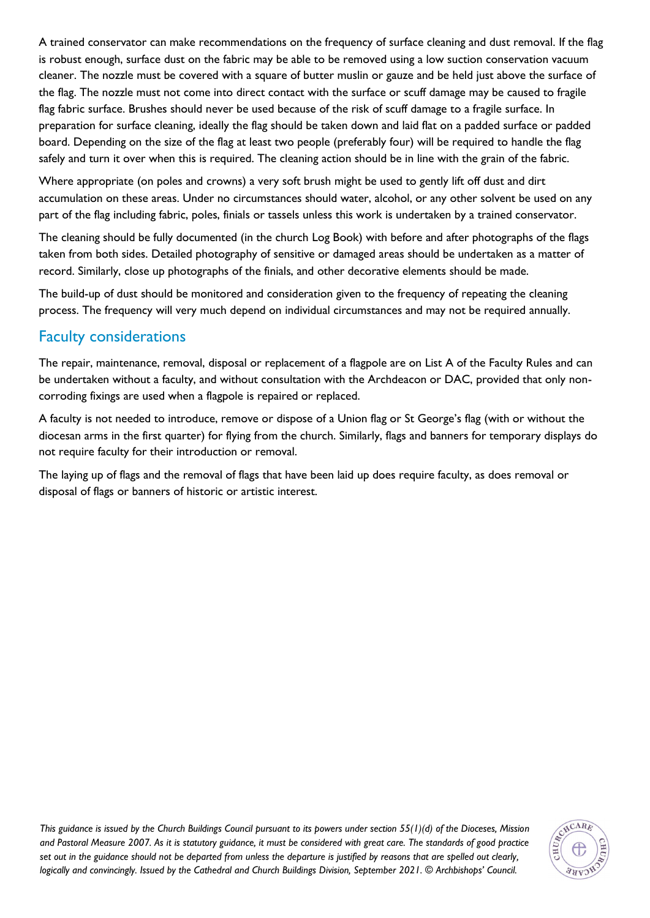A trained conservator can make recommendations on the frequency of surface cleaning and dust removal. If the flag is robust enough, surface dust on the fabric may be able to be removed using a low suction conservation vacuum cleaner. The nozzle must be covered with a square of butter muslin or gauze and be held just above the surface of the flag. The nozzle must not come into direct contact with the surface or scuff damage may be caused to fragile flag fabric surface. Brushes should never be used because of the risk of scuff damage to a fragile surface. In preparation for surface cleaning, ideally the flag should be taken down and laid flat on a padded surface or padded board. Depending on the size of the flag at least two people (preferably four) will be required to handle the flag safely and turn it over when this is required. The cleaning action should be in line with the grain of the fabric.

Where appropriate (on poles and crowns) a very soft brush might be used to gently lift off dust and dirt accumulation on these areas. Under no circumstances should water, alcohol, or any other solvent be used on any part of the flag including fabric, poles, finials or tassels unless this work is undertaken by a trained conservator.

The cleaning should be fully documented (in the church Log Book) with before and after photographs of the flags taken from both sides. Detailed photography of sensitive or damaged areas should be undertaken as a matter of record. Similarly, close up photographs of the finials, and other decorative elements should be made.

The build-up of dust should be monitored and consideration given to the frequency of repeating the cleaning process. The frequency will very much depend on individual circumstances and may not be required annually.

## Faculty considerations

The repair, maintenance, removal, disposal or replacement of a flagpole are on List A of the Faculty Rules and can be undertaken without a faculty, and without consultation with the Archdeacon or DAC, provided that only non-corroding fixings are used when a flagpole is repaired or replaced.

A faculty is not needed to introduce, remove or dispose of a Union flag or St George's flag (with or without the diocesan arms in the first quarter) for flying from the church. Similarly, flags and banners for temporary displays do not require faculty for their introduction or removal.

The laying up of flags and the removal of flags that have been laid up does require faculty, as does removal or disposal of flags or banners of historic or artistic interest.

*This guidance is issued by the Church Buildings Council pursuant to its powers under section 55(1)(d) of the Dioceses, Mission and Pastoral Measure 2007. As it is statutory guidance, it must be considered with great care. The standards of good practice set out in the guidance should not be departed from unless the departure is justified by reasons that are spelled out clearly, logically and convincingly. Issued by the Cathedral and Church Buildings Division, September 2021. © Archbishops' Council.*